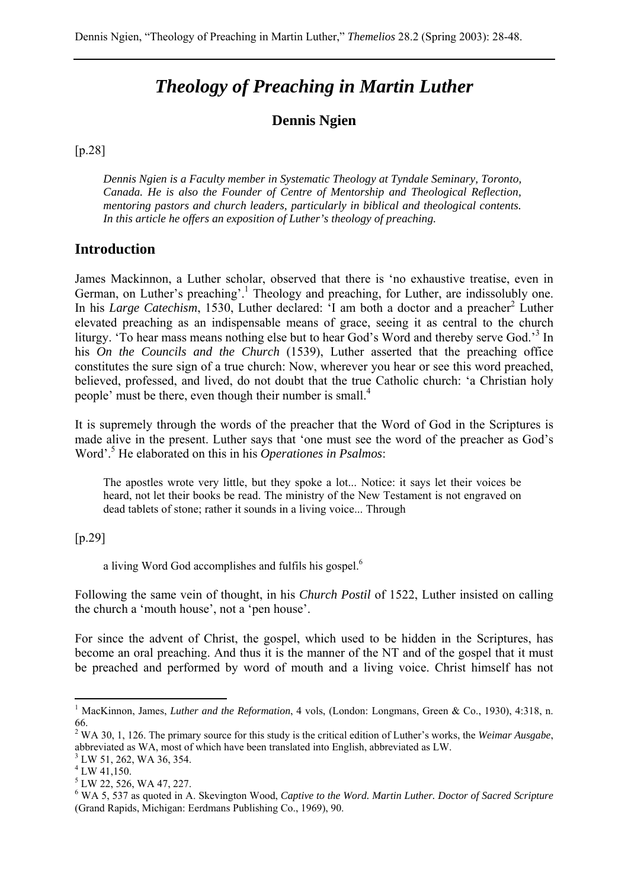# *Theology of Preaching in Martin Luther*

## Dennis Ngien

[p.28]

*Dennis Ngien is a Faculty member in Systematic Theology at Tyndale Seminary, Toronto, Canada. He is also the Founder of Centre of Mentorship and Theological Reflection, mentoring pastors and church leaders, particularly in biblical and theological contents. In this article he offers an exposition of Luther's theology of preaching.*

## Introduction

James Mackinnon, a Luther scholar, observed that there is 'no exhaustive treatise, even in German, on Luther's preaching'.[1] Theology and preaching, for Luther, are indissolubly one. In his *Large Catechism*, 1530, Luther declared: 'I am both a doctor and a preacher[2] Luther elevated preaching as an indispensable means of grace, seeing it as central to the church liturgy. 'To hear mass means nothing else but to hear God's Word and thereby serve God.'[3] In his *On the Councils and the Church* (1539), Luther asserted that the preaching office constitutes the sure sign of a true church: Now, wherever you hear or see this word preached, believed, professed, and lived, do not doubt that the true Catholic church: 'a Christian holy people' must be there, even though their number is small.[4]

It is supremely through the words of the preacher that the Word of God in the Scriptures is made alive in the present. Luther says that 'one must see the word of the preacher as God's Word'.[5] He elaborated on this in his *Operationes in Psalmos*:

> The apostles wrote very little, but they spoke a lot... Notice: it says let their voices be heard, not let their books be read. The ministry of the New Testament is not engraved on dead tablets of stone; rather it sounds in a living voice... Through
>
> [p.29]
>
> a living Word God accomplishes and fulfils his gospel.[6]

Following the same vein of thought, in his *Church Postil* of 1522, Luther insisted on calling the church a 'mouth house', not a 'pen house'.

For since the advent of Christ, the gospel, which used to be hidden in the Scriptures, has become an oral preaching. And thus it is the manner of the NT and of the gospel that it must be preached and performed by word of mouth and a living voice. Christ himself has not

---

[1] MacKinnon, James, *Luther and the Reformation*, 4 vols, (London: Longmans, Green & Co., 1930), 4:318, n. 66.

[2] WA 30, 1, 126. The primary source for this study is the critical edition of Luther's works, the *Weimar Ausgabe*, abbreviated as WA, most of which have been translated into English, abbreviated as LW.

[3] LW 51, 262, WA 36, 354.

[4] LW 41,150.

[5] LW 22, 526, WA 47, 227.

[6] WA 5, 537 as quoted in A. Skevington Wood, *Captive to the Word. Martin Luther. Doctor of Sacred Scripture* (Grand Rapids, Michigan: Eerdmans Publishing Co., 1969), 90.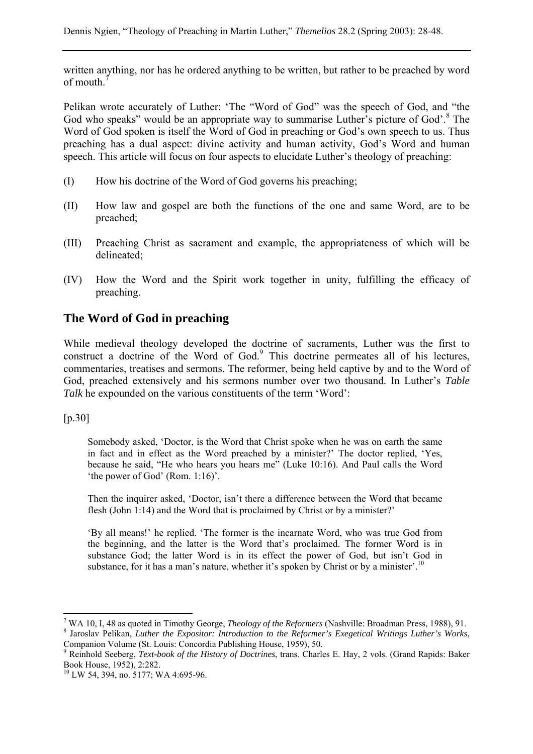written anything, nor has he ordered anything to be written, but rather to be preached by word of mouth.[7]

Pelikan wrote accurately of Luther: 'The "Word of God" was the speech of God, and "the God who speaks" would be an appropriate way to summarise Luther's picture of God'.[8] The Word of God spoken is itself the Word of God in preaching or God's own speech to us. Thus preaching has a dual aspect: divine activity and human activity, God's Word and human speech. This article will focus on four aspects to elucidate Luther's theology of preaching:

(I) How his doctrine of the Word of God governs his preaching;

(II) How law and gospel are both the functions of the one and same Word, are to be preached;

(III) Preaching Christ as sacrament and example, the appropriateness of which will be delineated;

(IV) How the Word and the Spirit work together in unity, fulfilling the efficacy of preaching.

## The Word of God in preaching

While medieval theology developed the doctrine of sacraments, Luther was the first to construct a doctrine of the Word of God.[9] This doctrine permeates all of his lectures, commentaries, treatises and sermons. The reformer, being held captive by and to the Word of God, preached extensively and his sermons number over two thousand. In Luther's *Table Talk* he expounded on the various constituents of the term 'Word':

[p.30]

> Somebody asked, 'Doctor, is the Word that Christ spoke when he was on earth the same in fact and in effect as the Word preached by a minister?' The doctor replied, 'Yes, because he said, "He who hears you hears me" (Luke 10:16). And Paul calls the Word 'the power of God' (Rom. 1:16)'.
>
> Then the inquirer asked, 'Doctor, isn't there a difference between the Word that became flesh (John 1:14) and the Word that is proclaimed by Christ or by a minister?'
>
> 'By all means!' he replied. 'The former is the incarnate Word, who was true God from the beginning, and the latter is the Word that's proclaimed. The former Word is in substance God; the latter Word is in its effect the power of God, but isn't God in substance, for it has a man's nature, whether it's spoken by Christ or by a minister'.[10]

---

[7] WA 10, I, 48 as quoted in Timothy George, *Theology of the Reformers* (Nashville: Broadman Press, 1988), 91.

[8] Jaroslav Pelikan, *Luther the Expositor: Introduction to the Reformer's Exegetical Writings Luther's Works*, Companion Volume (St. Louis: Concordia Publishing House, 1959), 50.

[9] Reinhold Seeberg, *Text-book of the History of Doctrines*, trans. Charles E. Hay, 2 vols. (Grand Rapids: Baker Book House, 1952), 2:282.

[10] LW 54, 394, no. 5177; WA 4:695-96.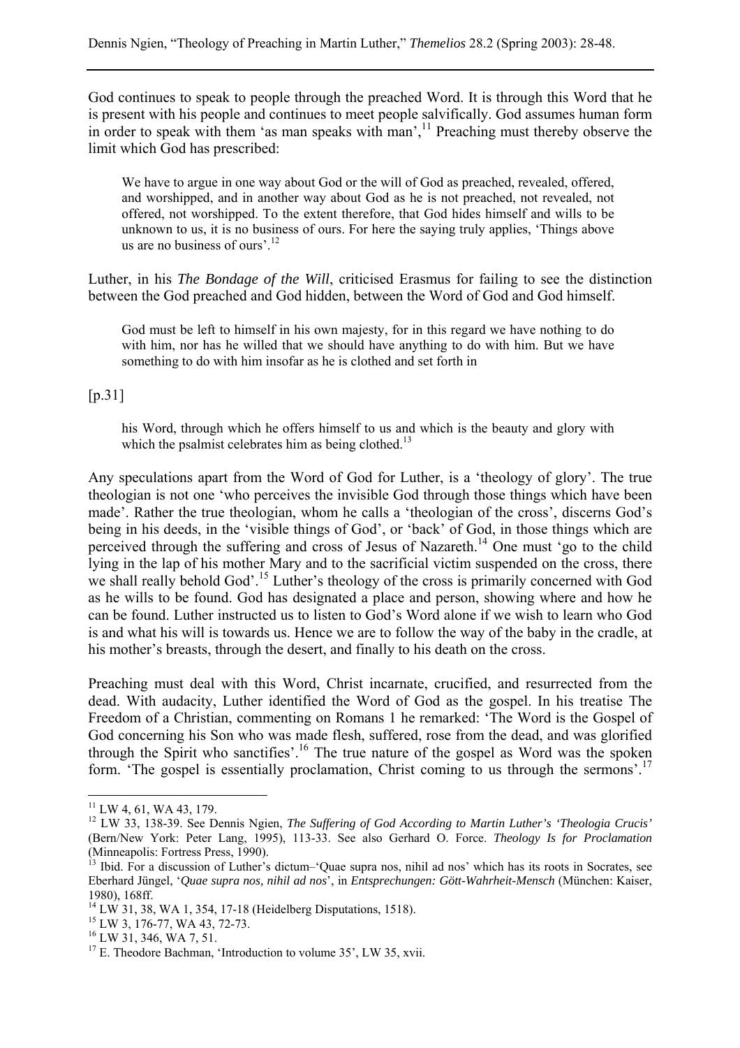God continues to speak to people through the preached Word. It is through this Word that he is present with his people and continues to meet people salvifically. God assumes human form in order to speak with them 'as man speaks with man',[11] Preaching must thereby observe the limit which God has prescribed:

> We have to argue in one way about God or the will of God as preached, revealed, offered, and worshipped, and in another way about God as he is not preached, not revealed, not offered, not worshipped. To the extent therefore, that God hides himself and wills to be unknown to us, it is no business of ours. For here the saying truly applies, 'Things above us are no business of ours'.[12]

Luther, in his *The Bondage of the Will*, criticised Erasmus for failing to see the distinction between the God preached and God hidden, between the Word of God and God himself.

> God must be left to himself in his own majesty, for in this regard we have nothing to do with him, nor has he willed that we should have anything to do with him. But we have something to do with him insofar as he is clothed and set forth in

[p.31]

> his Word, through which he offers himself to us and which is the beauty and glory with which the psalmist celebrates him as being clothed.[13]

Any speculations apart from the Word of God for Luther, is a 'theology of glory'. The true theologian is not one 'who perceives the invisible God through those things which have been made'. Rather the true theologian, whom he calls a 'theologian of the cross', discerns God's being in his deeds, in the 'visible things of God', or 'back' of God, in those things which are perceived through the suffering and cross of Jesus of Nazareth.[14] One must 'go to the child lying in the lap of his mother Mary and to the sacrificial victim suspended on the cross, there we shall really behold God'.[15] Luther's theology of the cross is primarily concerned with God as he wills to be found. God has designated a place and person, showing where and how he can be found. Luther instructed us to listen to God's Word alone if we wish to learn who God is and what his will is towards us. Hence we are to follow the way of the baby in the cradle, at his mother's breasts, through the desert, and finally to his death on the cross.

Preaching must deal with this Word, Christ incarnate, crucified, and resurrected from the dead. With audacity, Luther identified the Word of God as the gospel. In his treatise The Freedom of a Christian, commenting on Romans 1 he remarked: 'The Word is the Gospel of God concerning his Son who was made flesh, suffered, rose from the dead, and was glorified through the Spirit who sanctifies'.[16] The true nature of the gospel as Word was the spoken form. 'The gospel is essentially proclamation, Christ coming to us through the sermons'.[17]

---

[11] LW 4, 61, WA 43, 179.

[12] LW 33, 138-39. See Dennis Ngien, *The Suffering of God According to Martin Luther's 'Theologia Crucis'* (Bern/New York: Peter Lang, 1995), 113-33. See also Gerhard O. Force. *Theology Is for Proclamation* (Minneapolis: Fortress Press, 1990).

[13] Ibid. For a discussion of Luther's dictum–'Quae supra nos, nihil ad nos' which has its roots in Socrates, see Eberhard Jüngel, '*Quae supra nos, nihil ad nos*', in *Entsprechungen: Gött-Wahrheit-Mensch* (München: Kaiser, 1980), 168ff.

[14] LW 31, 38, WA 1, 354, 17-18 (Heidelberg Disputations, 1518).

[15] LW 3, 176-77, WA 43, 72-73.

[16] LW 31, 346, WA 7, 51.

[17] E. Theodore Bachman, 'Introduction to volume 35', LW 35, xvii.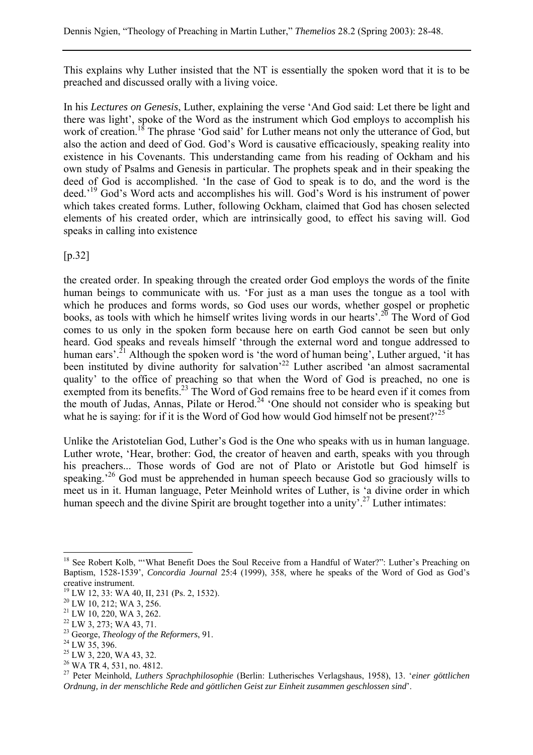This explains why Luther insisted that the NT is essentially the spoken word that it is to be preached and discussed orally with a living voice.

In his *Lectures on Genesis*, Luther, explaining the verse 'And God said: Let there be light and there was light', spoke of the Word as the instrument which God employs to accomplish his work of creation.[18] The phrase 'God said' for Luther means not only the utterance of God, but also the action and deed of God. God's Word is causative efficaciously, speaking reality into existence in his Covenants. This understanding came from his reading of Ockham and his own study of Psalms and Genesis in particular. The prophets speak and in their speaking the deed of God is accomplished. 'In the case of God to speak is to do, and the word is the deed.'[19] God's Word acts and accomplishes his will. God's Word is his instrument of power which takes created forms. Luther, following Ockham, claimed that God has chosen selected elements of his created order, which are intrinsically good, to effect his saving will. God speaks in calling into existence

[p.32]

the created order. In speaking through the created order God employs the words of the finite human beings to communicate with us. 'For just as a man uses the tongue as a tool with which he produces and forms words, so God uses our words, whether gospel or prophetic books, as tools with which he himself writes living words in our hearts'.[20] The Word of God comes to us only in the spoken form because here on earth God cannot be seen but only heard. God speaks and reveals himself 'through the external word and tongue addressed to human ears'.[21] Although the spoken word is 'the word of human being', Luther argued, 'it has been instituted by divine authority for salvation'[22] Luther ascribed 'an almost sacramental quality' to the office of preaching so that when the Word of God is preached, no one is exempted from its benefits.[23] The Word of God remains free to be heard even if it comes from the mouth of Judas, Annas, Pilate or Herod.[24] 'One should not consider who is speaking but what he is saying: for if it is the Word of God how would God himself not be present?'[25]

Unlike the Aristotelian God, Luther's God is the One who speaks with us in human language. Luther wrote, 'Hear, brother: God, the creator of heaven and earth, speaks with you through his preachers... Those words of God are not of Plato or Aristotle but God himself is speaking.'[26] God must be apprehended in human speech because God so graciously wills to meet us in it. Human language, Peter Meinhold writes of Luther, is 'a divine order in which human speech and the divine Spirit are brought together into a unity'.[27] Luther intimates:

---

[18] See Robert Kolb, '"What Benefit Does the Soul Receive from a Handful of Water?": Luther's Preaching on Baptism, 1528-1539', *Concordia Journal* 25:4 (1999), 358, where he speaks of the Word of God as God's creative instrument.

[19] LW 12, 33: WA 40, II, 231 (Ps. 2, 1532).

[20] LW 10, 212; WA 3, 256.

[21] LW 10, 220, WA 3, 262.

[22] LW 3, 273; WA 43, 71.

[23] George, *Theology of the Reformers*, 91.

[24] LW 35, 396.

[25] LW 3, 220, WA 43, 32.

[26] WA TR 4, 531, no. 4812.

[27] Peter Meinhold, *Luthers Sprachphilosophie* (Berlin: Lutherisches Verlagshaus, 1958), 13. '*einer göttlichen Ordnung, in der menschliche Rede and göttlichen Geist zur Einheit zusammen geschlossen sind*'.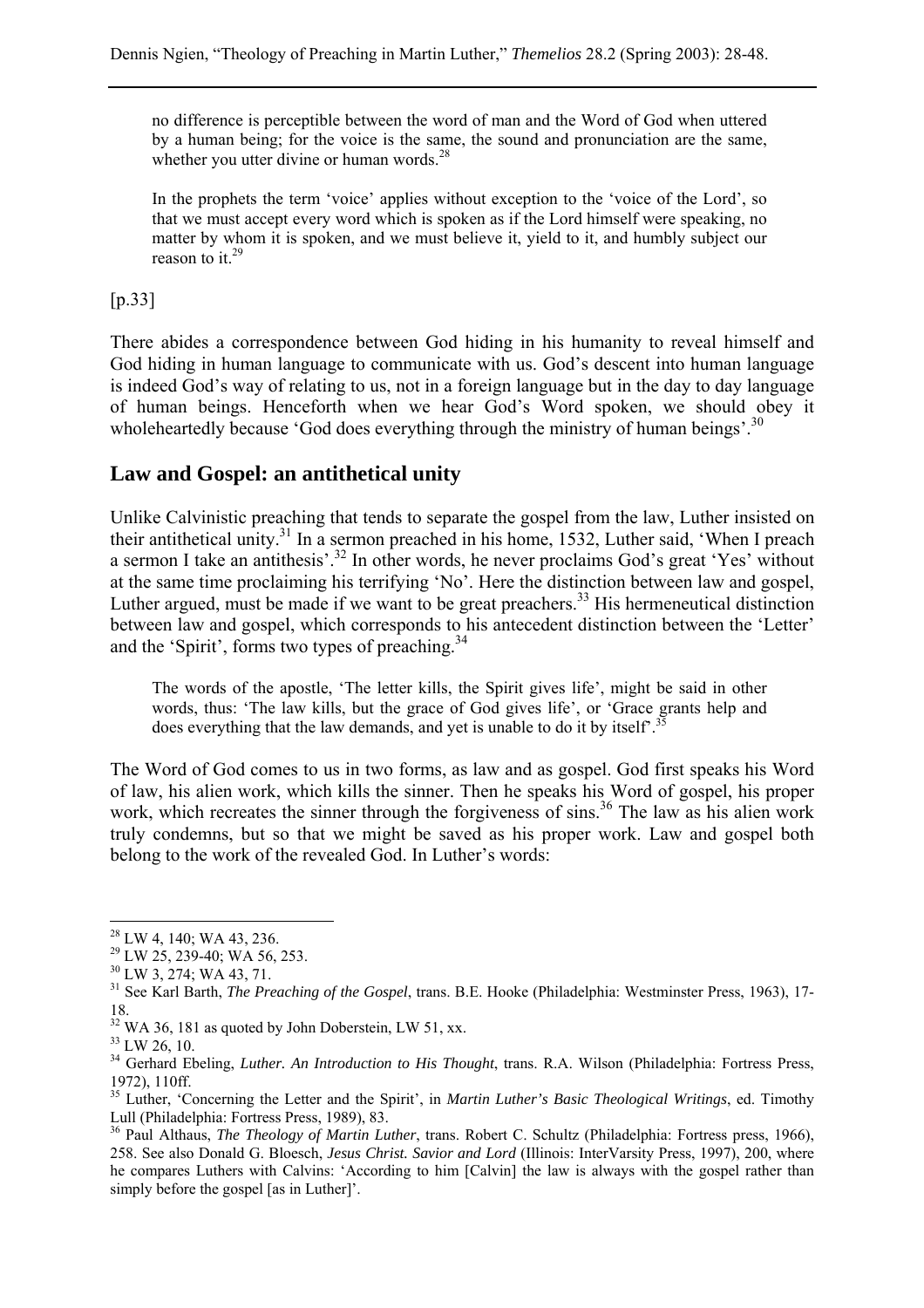> no difference is perceptible between the word of man and the Word of God when uttered by a human being; for the voice is the same, the sound and pronunciation are the same, whether you utter divine or human words.[28]

> In the prophets the term 'voice' applies without exception to the 'voice of the Lord', so that we must accept every word which is spoken as if the Lord himself were speaking, no matter by whom it is spoken, and we must believe it, yield to it, and humbly subject our reason to it.[29]

[p.33]

There abides a correspondence between God hiding in his humanity to reveal himself and God hiding in human language to communicate with us. God's descent into human language is indeed God's way of relating to us, not in a foreign language but in the day to day language of human beings. Henceforth when we hear God's Word spoken, we should obey it wholeheartedly because 'God does everything through the ministry of human beings'.[30]

## Law and Gospel: an antithetical unity

Unlike Calvinistic preaching that tends to separate the gospel from the law, Luther insisted on their antithetical unity.[31] In a sermon preached in his home, 1532, Luther said, 'When I preach a sermon I take an antithesis'.[32] In other words, he never proclaims God's great 'Yes' without at the same time proclaiming his terrifying 'No'. Here the distinction between law and gospel, Luther argued, must be made if we want to be great preachers.[33] His hermeneutical distinction between law and gospel, which corresponds to his antecedent distinction between the 'Letter' and the 'Spirit', forms two types of preaching.[34]

> The words of the apostle, 'The letter kills, the Spirit gives life', might be said in other words, thus: 'The law kills, but the grace of God gives life', or 'Grace grants help and does everything that the law demands, and yet is unable to do it by itself'.[35]

The Word of God comes to us in two forms, as law and as gospel. God first speaks his Word of law, his alien work, which kills the sinner. Then he speaks his Word of gospel, his proper work, which recreates the sinner through the forgiveness of sins.[36] The law as his alien work truly condemns, but so that we might be saved as his proper work. Law and gospel both belong to the work of the revealed God. In Luther's words:

---

[28] LW 4, 140; WA 43, 236.

[29] LW 25, 239-40; WA 56, 253.

[30] LW 3, 274; WA 43, 71.

[31] See Karl Barth, *The Preaching of the Gospel*, trans. B.E. Hooke (Philadelphia: Westminster Press, 1963), 17-18.

[32] WA 36, 181 as quoted by John Doberstein, LW 51, xx.

[33] LW 26, 10.

[34] Gerhard Ebeling, *Luther. An Introduction to His Thought*, trans. R.A. Wilson (Philadelphia: Fortress Press, 1972), 110ff.

[35] Luther, 'Concerning the Letter and the Spirit', in *Martin Luther's Basic Theological Writings*, ed. Timothy Lull (Philadelphia: Fortress Press, 1989), 83.

[36] Paul Althaus, *The Theology of Martin Luther*, trans. Robert C. Schultz (Philadelphia: Fortress press, 1966), 258. See also Donald G. Bloesch, *Jesus Christ. Savior and Lord* (Illinois: InterVarsity Press, 1997), 200, where he compares Luthers with Calvins: 'According to him [Calvin] the law is always with the gospel rather than simply before the gospel [as in Luther]'.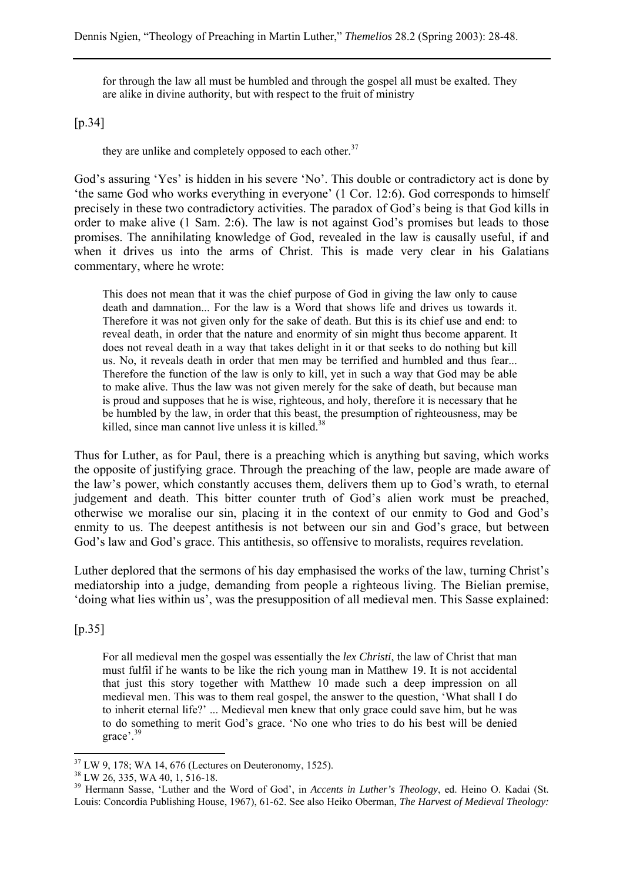> for through the law all must be humbled and through the gospel all must be exalted. They are alike in divine authority, but with respect to the fruit of ministry

[p.34]

> they are unlike and completely opposed to each other.[37]

God's assuring 'Yes' is hidden in his severe 'No'. This double or contradictory act is done by 'the same God who works everything in everyone' (1 Cor. 12:6). God corresponds to himself precisely in these two contradictory activities. The paradox of God's being is that God kills in order to make alive (1 Sam. 2:6). The law is not against God's promises but leads to those promises. The annihilating knowledge of God, revealed in the law is causally useful, if and when it drives us into the arms of Christ. This is made very clear in his Galatians commentary, where he wrote:

> This does not mean that it was the chief purpose of God in giving the law only to cause death and damnation... For the law is a Word that shows life and drives us towards it. Therefore it was not given only for the sake of death. But this is its chief use and end: to reveal death, in order that the nature and enormity of sin might thus become apparent. It does not reveal death in a way that takes delight in it or that seeks to do nothing but kill us. No, it reveals death in order that men may be terrified and humbled and thus fear... Therefore the function of the law is only to kill, yet in such a way that God may be able to make alive. Thus the law was not given merely for the sake of death, but because man is proud and supposes that he is wise, righteous, and holy, therefore it is necessary that he be humbled by the law, in order that this beast, the presumption of righteousness, may be killed, since man cannot live unless it is killed.[38]

Thus for Luther, as for Paul, there is a preaching which is anything but saving, which works the opposite of justifying grace. Through the preaching of the law, people are made aware of the law's power, which constantly accuses them, delivers them up to God's wrath, to eternal judgement and death. This bitter counter truth of God's alien work must be preached, otherwise we moralise our sin, placing it in the context of our enmity to God and God's enmity to us. The deepest antithesis is not between our sin and God's grace, but between God's law and God's grace. This antithesis, so offensive to moralists, requires revelation.

Luther deplored that the sermons of his day emphasised the works of the law, turning Christ's mediatorship into a judge, demanding from people a righteous living. The Bielian premise, 'doing what lies within us', was the presupposition of all medieval men. This Sasse explained:

[p.35]

> For all medieval men the gospel was essentially the *lex Christi*, the law of Christ that man must fulfil if he wants to be like the rich young man in Matthew 19. It is not accidental that just this story together with Matthew 10 made such a deep impression on all medieval men. This was to them real gospel, the answer to the question, 'What shall I do to inherit eternal life?' ... Medieval men knew that only grace could save him, but he was to do something to merit God's grace. 'No one who tries to do his best will be denied grace'.[39]

---

[37] LW 9, 178; WA 14, 676 (Lectures on Deuteronomy, 1525).

[38] LW 26, 335, WA 40, 1, 516-18.

[39] Hermann Sasse, 'Luther and the Word of God', in *Accents in Luther's Theology*, ed. Heino O. Kadai (St. Louis: Concordia Publishing House, 1967), 61-62. See also Heiko Oberman, *The Harvest of Medieval Theology:*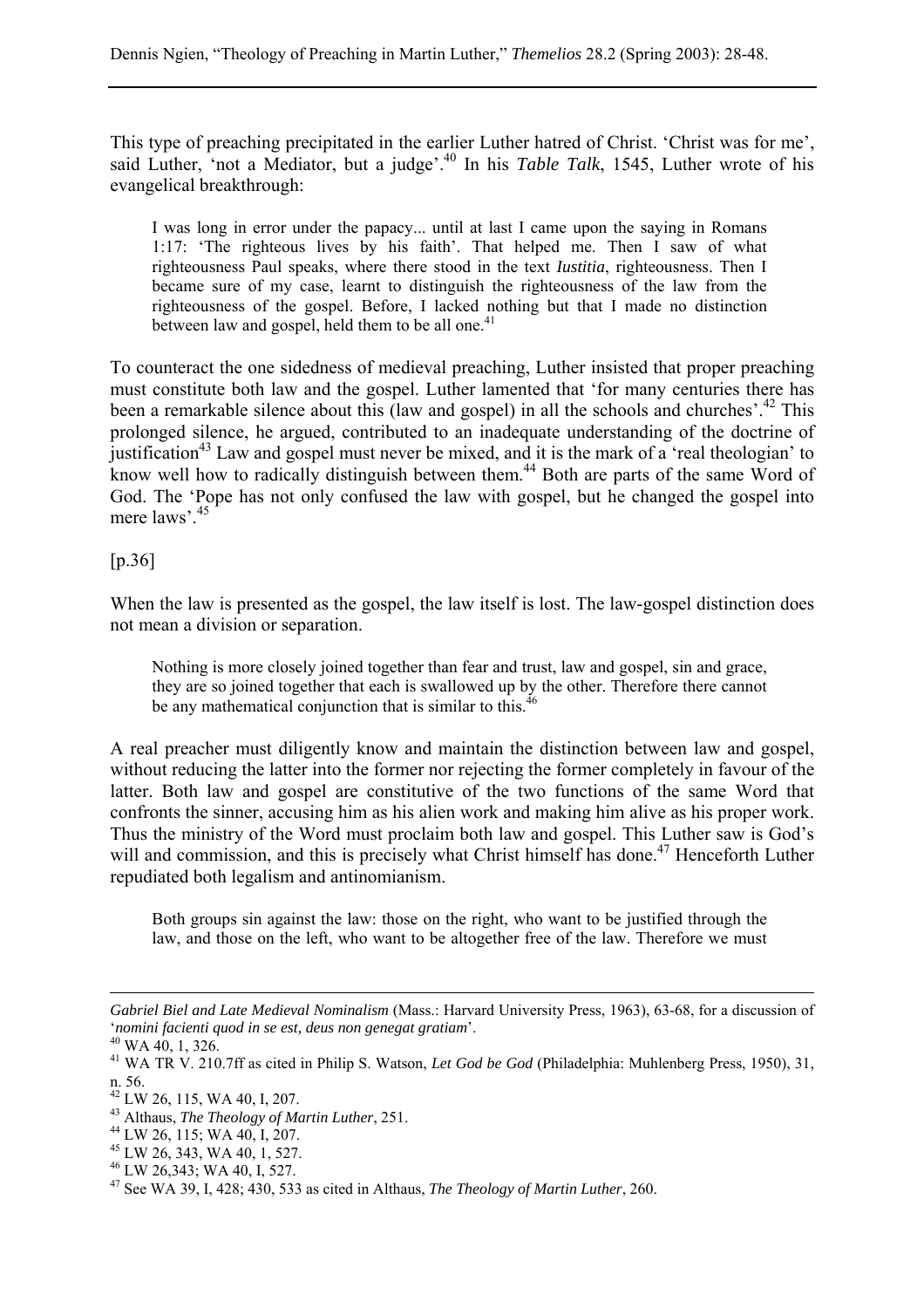This type of preaching precipitated in the earlier Luther hatred of Christ. 'Christ was for me', said Luther, 'not a Mediator, but a judge'.[40] In his *Table Talk*, 1545, Luther wrote of his evangelical breakthrough:

> I was long in error under the papacy... until at last I came upon the saying in Romans 1:17: 'The righteous lives by his faith'. That helped me. Then I saw of what righteousness Paul speaks, where there stood in the text *Iustitia*, righteousness. Then I became sure of my case, learnt to distinguish the righteousness of the law from the righteousness of the gospel. Before, I lacked nothing but that I made no distinction between law and gospel, held them to be all one.[41]

To counteract the one sidedness of medieval preaching, Luther insisted that proper preaching must constitute both law and the gospel. Luther lamented that 'for many centuries there has been a remarkable silence about this (law and gospel) in all the schools and churches'.[42] This prolonged silence, he argued, contributed to an inadequate understanding of the doctrine of justification[43] Law and gospel must never be mixed, and it is the mark of a 'real theologian' to know well how to radically distinguish between them.[44] Both are parts of the same Word of God. The 'Pope has not only confused the law with gospel, but he changed the gospel into mere laws'.[45]

[p.36]

When the law is presented as the gospel, the law itself is lost. The law-gospel distinction does not mean a division or separation.

> Nothing is more closely joined together than fear and trust, law and gospel, sin and grace, they are so joined together that each is swallowed up by the other. Therefore there cannot be any mathematical conjunction that is similar to this.[46]

A real preacher must diligently know and maintain the distinction between law and gospel, without reducing the latter into the former nor rejecting the former completely in favour of the latter. Both law and gospel are constitutive of the two functions of the same Word that confronts the sinner, accusing him as his alien work and making him alive as his proper work. Thus the ministry of the Word must proclaim both law and gospel. This Luther saw is God's will and commission, and this is precisely what Christ himself has done.[47] Henceforth Luther repudiated both legalism and antinomianism.

> Both groups sin against the law: those on the right, who want to be justified through the law, and those on the left, who want to be altogether free of the law. Therefore we must

---

*Gabriel Biel and Late Medieval Nominalism* (Mass.: Harvard University Press, 1963), 63-68, for a discussion of '*nomini facienti quod in se est, deus non genegat gratiam*'.

[40] WA 40, 1, 326.

[41] WA TR V. 210.7ff as cited in Philip S. Watson, *Let God be God* (Philadelphia: Muhlenberg Press, 1950), 31, n. 56.

[42] LW 26, 115, WA 40, I, 207.

[43] Althaus, *The Theology of Martin Luther*, 251.

[44] LW 26, 115; WA 40, I, 207.

[45] LW 26, 343, WA 40, 1, 527.

[46] LW 26,343; WA 40, I, 527.

[47] See WA 39, I, 428; 430, 533 as cited in Althaus, *The Theology of Martin Luther*, 260.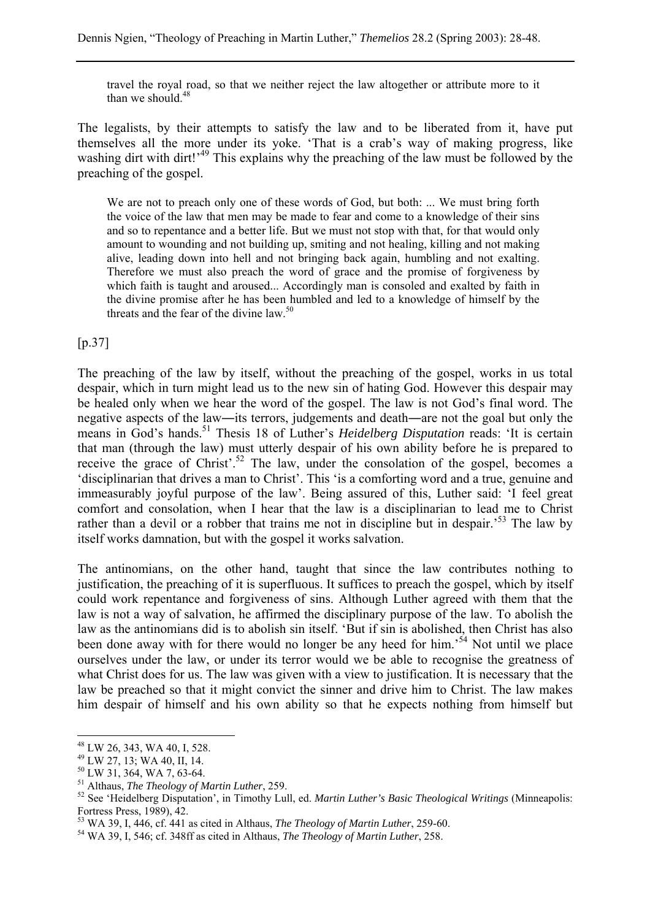> travel the royal road, so that we neither reject the law altogether or attribute more to it than we should.[48]

The legalists, by their attempts to satisfy the law and to be liberated from it, have put themselves all the more under its yoke. 'That is a crab's way of making progress, like washing dirt with dirt!'[49] This explains why the preaching of the law must be followed by the preaching of the gospel.

> We are not to preach only one of these words of God, but both: ... We must bring forth the voice of the law that men may be made to fear and come to a knowledge of their sins and so to repentance and a better life. But we must not stop with that, for that would only amount to wounding and not building up, smiting and not healing, killing and not making alive, leading down into hell and not bringing back again, humbling and not exalting. Therefore we must also preach the word of grace and the promise of forgiveness by which faith is taught and aroused... Accordingly man is consoled and exalted by faith in the divine promise after he has been humbled and led to a knowledge of himself by the threats and the fear of the divine law.[50]

[p.37]

The preaching of the law by itself, without the preaching of the gospel, works in us total despair, which in turn might lead us to the new sin of hating God. However this despair may be healed only when we hear the word of the gospel. The law is not God's final word. The negative aspects of the law―its terrors, judgements and death―are not the goal but only the means in God's hands.[51] Thesis 18 of Luther's *Heidelberg Disputation* reads: 'It is certain that man (through the law) must utterly despair of his own ability before he is prepared to receive the grace of Christ'.[52] The law, under the consolation of the gospel, becomes a 'disciplinarian that drives a man to Christ'. This 'is a comforting word and a true, genuine and immeasurably joyful purpose of the law'. Being assured of this, Luther said: 'I feel great comfort and consolation, when I hear that the law is a disciplinarian to lead me to Christ rather than a devil or a robber that trains me not in discipline but in despair.'[53] The law by itself works damnation, but with the gospel it works salvation.

The antinomians, on the other hand, taught that since the law contributes nothing to justification, the preaching of it is superfluous. It suffices to preach the gospel, which by itself could work repentance and forgiveness of sins. Although Luther agreed with them that the law is not a way of salvation, he affirmed the disciplinary purpose of the law. To abolish the law as the antinomians did is to abolish sin itself. 'But if sin is abolished, then Christ has also been done away with for there would no longer be any heed for him.'[54] Not until we place ourselves under the law, or under its terror would we be able to recognise the greatness of what Christ does for us. The law was given with a view to justification. It is necessary that the law be preached so that it might convict the sinner and drive him to Christ. The law makes him despair of himself and his own ability so that he expects nothing from himself but

---

[48] LW 26, 343, WA 40, I, 528.

[49] LW 27, 13; WA 40, II, 14.

[50] LW 31, 364, WA 7, 63-64.

[51] Althaus, *The Theology of Martin Luther*, 259.

[52] See 'Heidelberg Disputation', in Timothy Lull, ed. *Martin Luther's Basic Theological Writings* (Minneapolis: Fortress Press, 1989), 42.

[53] WA 39, I, 446, cf. 441 as cited in Althaus, *The Theology of Martin Luther*, 259-60.

[54] WA 39, I, 546; cf. 348ff as cited in Althaus, *The Theology of Martin Luther*, 258.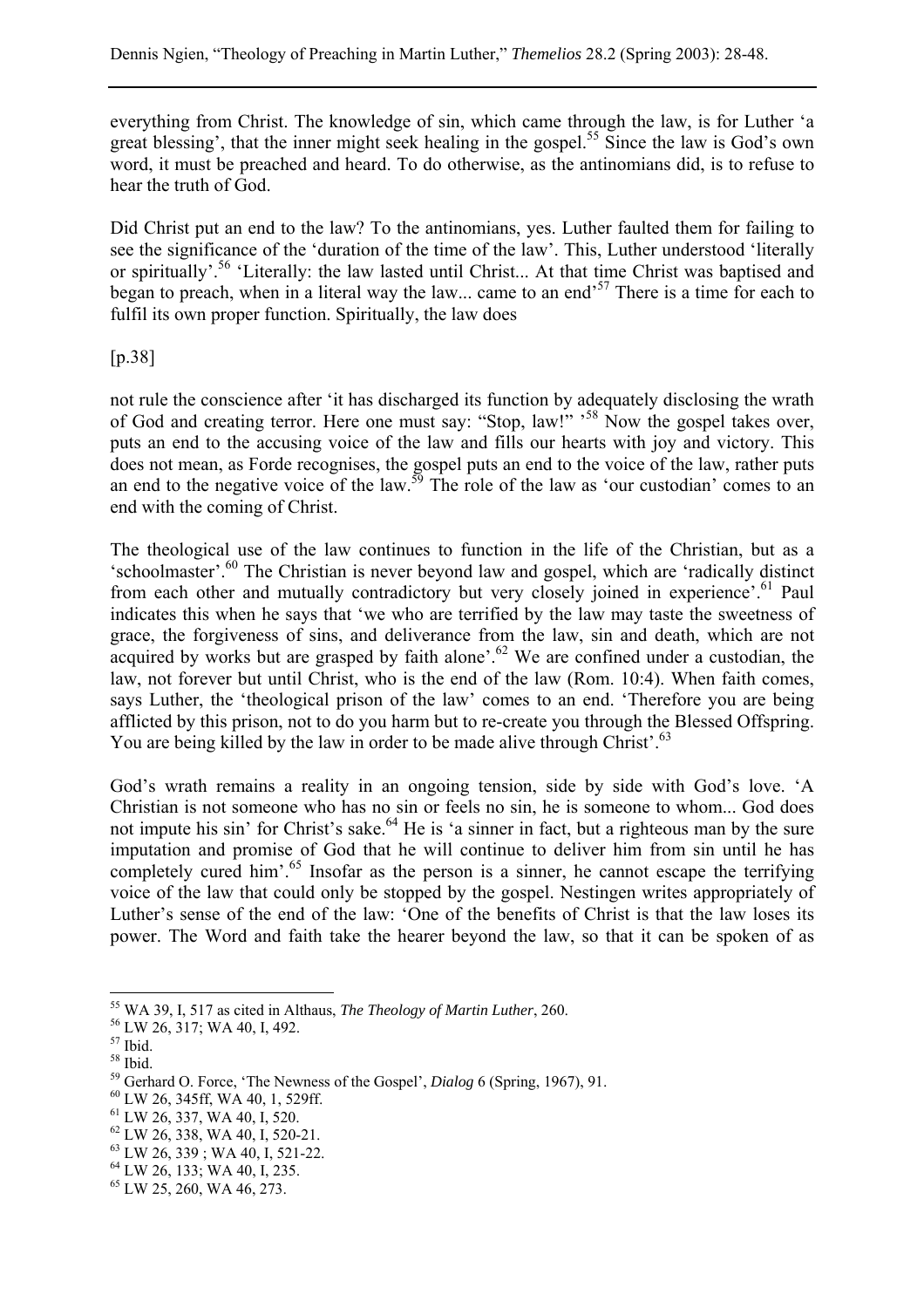everything from Christ. The knowledge of sin, which came through the law, is for Luther 'a great blessing', that the inner might seek healing in the gospel.[55] Since the law is God's own word, it must be preached and heard. To do otherwise, as the antinomians did, is to refuse to hear the truth of God.

Did Christ put an end to the law? To the antinomians, yes. Luther faulted them for failing to see the significance of the 'duration of the time of the law'. This, Luther understood 'literally or spiritually'.[56] 'Literally: the law lasted until Christ... At that time Christ was baptised and began to preach, when in a literal way the law... came to an end'[57] There is a time for each to fulfil its own proper function. Spiritually, the law does

[p.38]

not rule the conscience after 'it has discharged its function by adequately disclosing the wrath of God and creating terror. Here one must say: "Stop, law!" '[58] Now the gospel takes over, puts an end to the accusing voice of the law and fills our hearts with joy and victory. This does not mean, as Forde recognises, the gospel puts an end to the voice of the law, rather puts an end to the negative voice of the law.[59] The role of the law as 'our custodian' comes to an end with the coming of Christ.

The theological use of the law continues to function in the life of the Christian, but as a 'schoolmaster'.[60] The Christian is never beyond law and gospel, which are 'radically distinct from each other and mutually contradictory but very closely joined in experience'.[61] Paul indicates this when he says that 'we who are terrified by the law may taste the sweetness of grace, the forgiveness of sins, and deliverance from the law, sin and death, which are not acquired by works but are grasped by faith alone'.[62] We are confined under a custodian, the law, not forever but until Christ, who is the end of the law (Rom. 10:4). When faith comes, says Luther, the 'theological prison of the law' comes to an end. 'Therefore you are being afflicted by this prison, not to do you harm but to re-create you through the Blessed Offspring. You are being killed by the law in order to be made alive through Christ'.[63]

God's wrath remains a reality in an ongoing tension, side by side with God's love. 'A Christian is not someone who has no sin or feels no sin, he is someone to whom... God does not impute his sin' for Christ's sake.[64] He is 'a sinner in fact, but a righteous man by the sure imputation and promise of God that he will continue to deliver him from sin until he has completely cured him'.[65] Insofar as the person is a sinner, he cannot escape the terrifying voice of the law that could only be stopped by the gospel. Nestingen writes appropriately of Luther's sense of the end of the law: 'One of the benefits of Christ is that the law loses its power. The Word and faith take the hearer beyond the law, so that it can be spoken of as

---

[55] WA 39, I, 517 as cited in Althaus, *The Theology of Martin Luther*, 260.

[56] LW 26, 317; WA 40, I, 492.

[57] Ibid.

[58] Ibid.

[59] Gerhard O. Force, 'The Newness of the Gospel', *Dialog* 6 (Spring, 1967), 91.

[60] LW 26, 345ff, WA 40, 1, 529ff.

[61] LW 26, 337, WA 40, I, 520.

[62] LW 26, 338, WA 40, I, 520-21.

[63] LW 26, 339 ; WA 40, I, 521-22.

[64] LW 26, 133; WA 40, I, 235.

[65] LW 25, 260, WA 46, 273.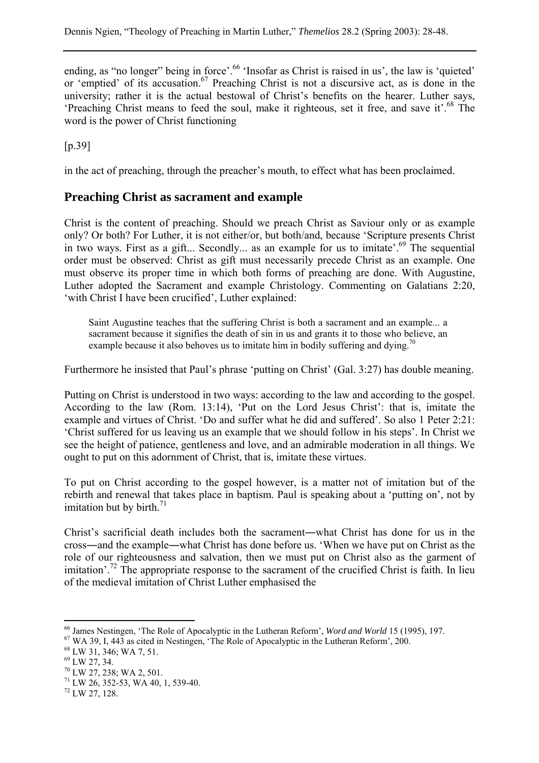ending, as "no longer" being in force'.[66] 'Insofar as Christ is raised in us', the law is 'quieted' or 'emptied' of its accusation.[67] Preaching Christ is not a discursive act, as is done in the university; rather it is the actual bestowal of Christ's benefits on the hearer. Luther says, 'Preaching Christ means to feed the soul, make it righteous, set it free, and save it'.[68] The word is the power of Christ functioning

[p.39]

in the act of preaching, through the preacher's mouth, to effect what has been proclaimed.

## Preaching Christ as sacrament and example

Christ is the content of preaching. Should we preach Christ as Saviour only or as example only? Or both? For Luther, it is not either/or, but both/and, because 'Scripture presents Christ in two ways. First as a gift... Secondly... as an example for us to imitate'.[69] The sequential order must be observed: Christ as gift must necessarily precede Christ as an example. One must observe its proper time in which both forms of preaching are done. With Augustine, Luther adopted the Sacrament and example Christology. Commenting on Galatians 2:20, 'with Christ I have been crucified', Luther explained:

> Saint Augustine teaches that the suffering Christ is both a sacrament and an example... a sacrament because it signifies the death of sin in us and grants it to those who believe, an example because it also behoves us to imitate him in bodily suffering and dying.[70]

Furthermore he insisted that Paul's phrase 'putting on Christ' (Gal. 3:27) has double meaning.

Putting on Christ is understood in two ways: according to the law and according to the gospel. According to the law (Rom. 13:14), 'Put on the Lord Jesus Christ': that is, imitate the example and virtues of Christ. 'Do and suffer what he did and suffered'. So also 1 Peter 2:21: 'Christ suffered for us leaving us an example that we should follow in his steps'. In Christ we see the height of patience, gentleness and love, and an admirable moderation in all things. We ought to put on this adornment of Christ, that is, imitate these virtues.

To put on Christ according to the gospel however, is a matter not of imitation but of the rebirth and renewal that takes place in baptism. Paul is speaking about a 'putting on', not by imitation but by birth.[71]

Christ's sacrificial death includes both the sacrament—what Christ has done for us in the cross—and the example—what Christ has done before us. 'When we have put on Christ as the role of our righteousness and salvation, then we must put on Christ also as the garment of imitation'.[72] The appropriate response to the sacrament of the crucified Christ is faith. In lieu of the medieval imitation of Christ Luther emphasised the

---

[66] James Nestingen, 'The Role of Apocalyptic in the Lutheran Reform', *Word and World* 15 (1995), 197.
[67] WA 39, I, 443 as cited in Nestingen, 'The Role of Apocalyptic in the Lutheran Reform', 200.
[68] LW 31, 346; WA 7, 51.
[69] LW 27, 34.
[70] LW 27, 238; WA 2, 501.
[71] LW 26, 352-53, WA 40, 1, 539-40.
[72] LW 27, 128.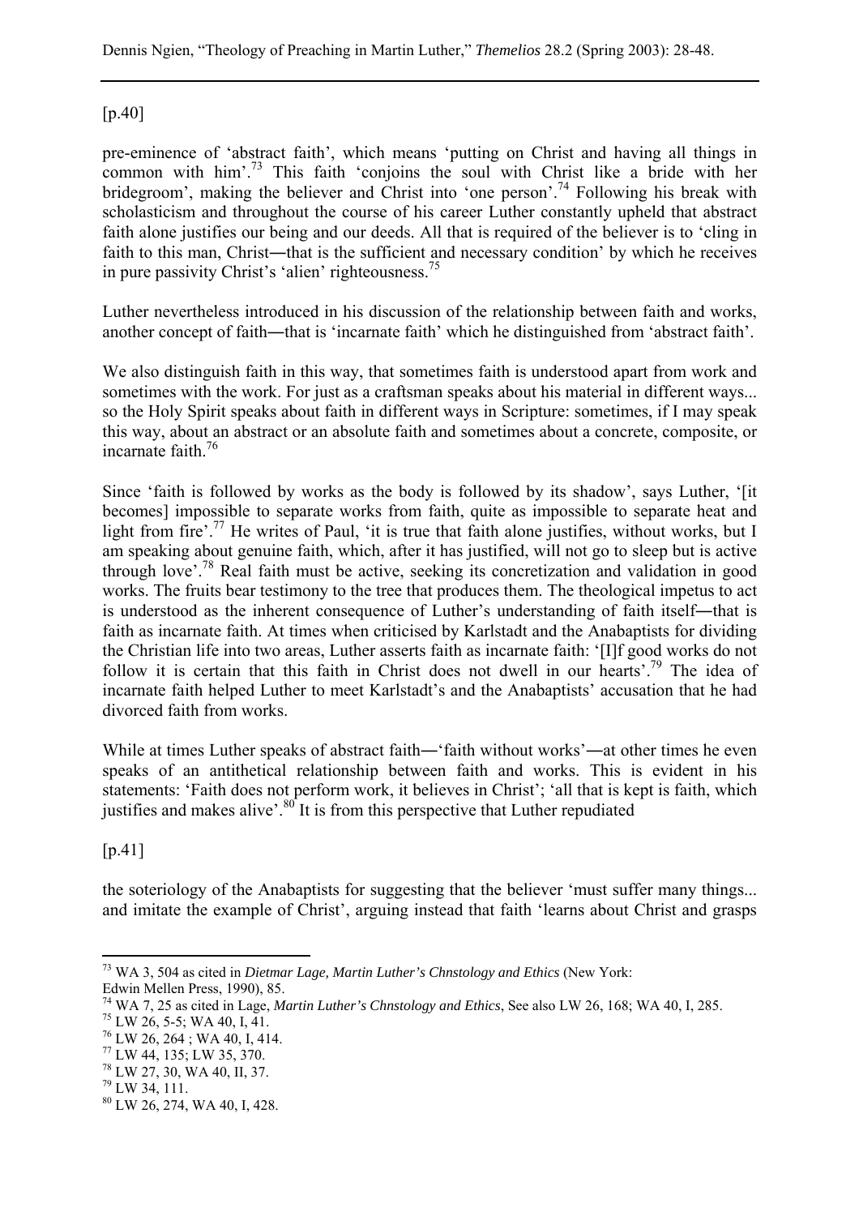[p.40]

pre-eminence of 'abstract faith', which means 'putting on Christ and having all things in common with him'.[73] This faith 'conjoins the soul with Christ like a bride with her bridegroom', making the believer and Christ into 'one person'.[74] Following his break with scholasticism and throughout the course of his career Luther constantly upheld that abstract faith alone justifies our being and our deeds. All that is required of the believer is to 'cling in faith to this man, Christ—that is the sufficient and necessary condition' by which he receives in pure passivity Christ's 'alien' righteousness.[75]

Luther nevertheless introduced in his discussion of the relationship between faith and works, another concept of faith—that is 'incarnate faith' which he distinguished from 'abstract faith'.

We also distinguish faith in this way, that sometimes faith is understood apart from work and sometimes with the work. For just as a craftsman speaks about his material in different ways... so the Holy Spirit speaks about faith in different ways in Scripture: sometimes, if I may speak this way, about an abstract or an absolute faith and sometimes about a concrete, composite, or incarnate faith.[76]

Since 'faith is followed by works as the body is followed by its shadow', says Luther, '[it becomes] impossible to separate works from faith, quite as impossible to separate heat and light from fire'.[77] He writes of Paul, 'it is true that faith alone justifies, without works, but I am speaking about genuine faith, which, after it has justified, will not go to sleep but is active through love'.[78] Real faith must be active, seeking its concretization and validation in good works. The fruits bear testimony to the tree that produces them. The theological impetus to act is understood as the inherent consequence of Luther's understanding of faith itself—that is faith as incarnate faith. At times when criticised by Karlstadt and the Anabaptists for dividing the Christian life into two areas, Luther asserts faith as incarnate faith: '[I]f good works do not follow it is certain that this faith in Christ does not dwell in our hearts'.[79] The idea of incarnate faith helped Luther to meet Karlstadt's and the Anabaptists' accusation that he had divorced faith from works.

While at times Luther speaks of abstract faith—'faith without works'—at other times he even speaks of an antithetical relationship between faith and works. This is evident in his statements: 'Faith does not perform work, it believes in Christ'; 'all that is kept is faith, which justifies and makes alive'.[80] It is from this perspective that Luther repudiated

[p.41]

the soteriology of the Anabaptists for suggesting that the believer 'must suffer many things... and imitate the example of Christ', arguing instead that faith 'learns about Christ and grasps

---

[73] WA 3, 504 as cited in *Dietmar Lage, Martin Luther's Chnstology and Ethics* (New York: Edwin Mellen Press, 1990), 85.

[74] WA 7, 25 as cited in Lage, *Martin Luther's Chnstology and Ethics*, See also LW 26, 168; WA 40, I, 285.

[75] LW 26, 5-5; WA 40, I, 41.

[76] LW 26, 264 ; WA 40, I, 414.

[77] LW 44, 135; LW 35, 370.

[78] LW 27, 30, WA 40, II, 37.

[79] LW 34, 111.

[80] LW 26, 274, WA 40, I, 428.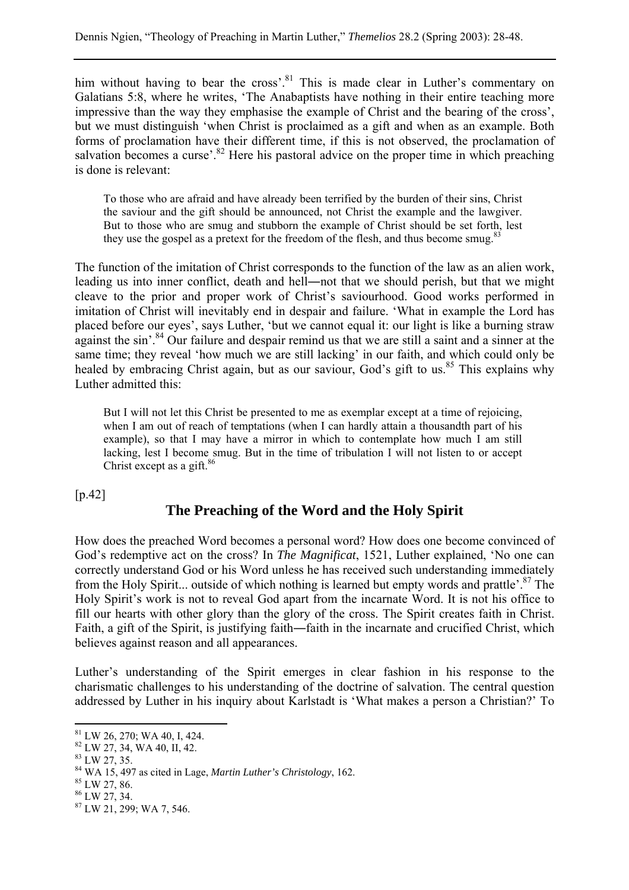him without having to bear the cross'.[81] This is made clear in Luther's commentary on Galatians 5:8, where he writes, 'The Anabaptists have nothing in their entire teaching more impressive than the way they emphasise the example of Christ and the bearing of the cross', but we must distinguish 'when Christ is proclaimed as a gift and when as an example. Both forms of proclamation have their different time, if this is not observed, the proclamation of salvation becomes a curse'.[82] Here his pastoral advice on the proper time in which preaching is done is relevant:

> To those who are afraid and have already been terrified by the burden of their sins, Christ the saviour and the gift should be announced, not Christ the example and the lawgiver. But to those who are smug and stubborn the example of Christ should be set forth, lest they use the gospel as a pretext for the freedom of the flesh, and thus become smug.[83]

The function of the imitation of Christ corresponds to the function of the law as an alien work, leading us into inner conflict, death and hell―not that we should perish, but that we might cleave to the prior and proper work of Christ's saviourhood. Good works performed in imitation of Christ will inevitably end in despair and failure. 'What in example the Lord has placed before our eyes', says Luther, 'but we cannot equal it: our light is like a burning straw against the sin'.[84] Our failure and despair remind us that we are still a saint and a sinner at the same time; they reveal 'how much we are still lacking' in our faith, and which could only be healed by embracing Christ again, but as our saviour, God's gift to us.[85] This explains why Luther admitted this:

> But I will not let this Christ be presented to me as exemplar except at a time of rejoicing, when I am out of reach of temptations (when I can hardly attain a thousandth part of his example), so that I may have a mirror in which to contemplate how much I am still lacking, lest I become smug. But in the time of tribulation I will not listen to or accept Christ except as a gift.[86]

[p.42]

## The Preaching of the Word and the Holy Spirit

How does the preached Word becomes a personal word? How does one become convinced of God's redemptive act on the cross? In *The Magnificat*, 1521, Luther explained, 'No one can correctly understand God or his Word unless he has received such understanding immediately from the Holy Spirit... outside of which nothing is learned but empty words and prattle'.[87] The Holy Spirit's work is not to reveal God apart from the incarnate Word. It is not his office to fill our hearts with other glory than the glory of the cross. The Spirit creates faith in Christ. Faith, a gift of the Spirit, is justifying faith―faith in the incarnate and crucified Christ, which believes against reason and all appearances.

Luther's understanding of the Spirit emerges in clear fashion in his response to the charismatic challenges to his understanding of the doctrine of salvation. The central question addressed by Luther in his inquiry about Karlstadt is 'What makes a person a Christian?' To

---

[81] LW 26, 270; WA 40, I, 424.
[82] LW 27, 34, WA 40, II, 42.
[83] LW 27, 35.
[84] WA 15, 497 as cited in Lage, *Martin Luther's Christology*, 162.
[85] LW 27, 86.
[86] LW 27, 34.
[87] LW 21, 299; WA 7, 546.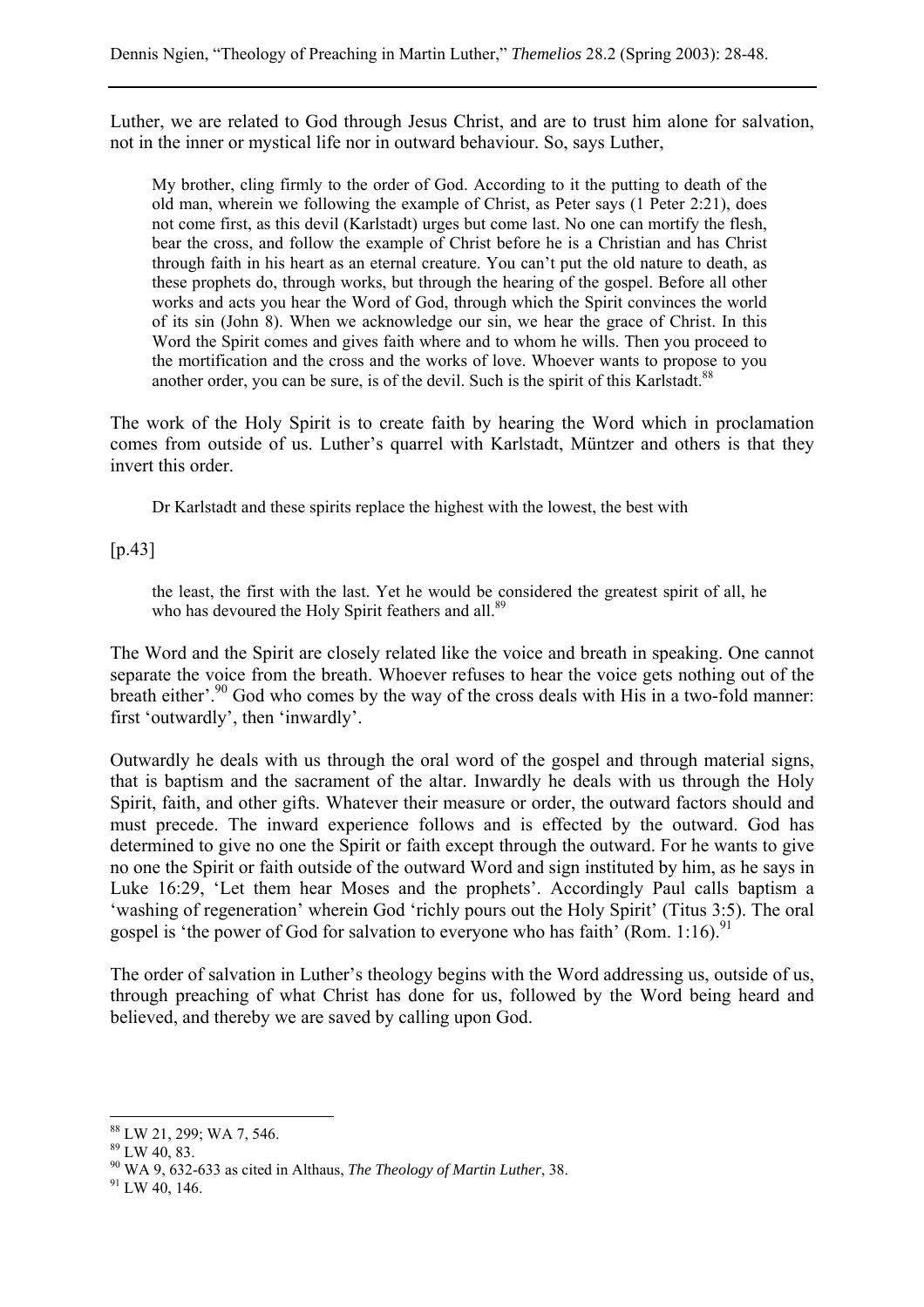Luther, we are related to God through Jesus Christ, and are to trust him alone for salvation, not in the inner or mystical life nor in outward behaviour. So, says Luther,

> My brother, cling firmly to the order of God. According to it the putting to death of the old man, wherein we following the example of Christ, as Peter says (1 Peter 2:21), does not come first, as this devil (Karlstadt) urges but come last. No one can mortify the flesh, bear the cross, and follow the example of Christ before he is a Christian and has Christ through faith in his heart as an eternal creature. You can't put the old nature to death, as these prophets do, through works, but through the hearing of the gospel. Before all other works and acts you hear the Word of God, through which the Spirit convinces the world of its sin (John 8). When we acknowledge our sin, we hear the grace of Christ. In this Word the Spirit comes and gives faith where and to whom he wills. Then you proceed to the mortification and the cross and the works of love. Whoever wants to propose to you another order, you can be sure, is of the devil. Such is the spirit of this Karlstadt.[88]

The work of the Holy Spirit is to create faith by hearing the Word which in proclamation comes from outside of us. Luther's quarrel with Karlstadt, Müntzer and others is that they invert this order.

> Dr Karlstadt and these spirits replace the highest with the lowest, the best with

[p.43]

> the least, the first with the last. Yet he would be considered the greatest spirit of all, he who has devoured the Holy Spirit feathers and all.[89]

The Word and the Spirit are closely related like the voice and breath in speaking. One cannot separate the voice from the breath. Whoever refuses to hear the voice gets nothing out of the breath either'.[90] God who comes by the way of the cross deals with His in a two-fold manner: first 'outwardly', then 'inwardly'.

Outwardly he deals with us through the oral word of the gospel and through material signs, that is baptism and the sacrament of the altar. Inwardly he deals with us through the Holy Spirit, faith, and other gifts. Whatever their measure or order, the outward factors should and must precede. The inward experience follows and is effected by the outward. God has determined to give no one the Spirit or faith except through the outward. For he wants to give no one the Spirit or faith outside of the outward Word and sign instituted by him, as he says in Luke 16:29, 'Let them hear Moses and the prophets'. Accordingly Paul calls baptism a 'washing of regeneration' wherein God 'richly pours out the Holy Spirit' (Titus 3:5). The oral gospel is 'the power of God for salvation to everyone who has faith' (Rom. 1:16).[91]

The order of salvation in Luther's theology begins with the Word addressing us, outside of us, through preaching of what Christ has done for us, followed by the Word being heard and believed, and thereby we are saved by calling upon God.

---

[88] LW 21, 299; WA 7, 546.

[89] LW 40, 83.

[90] WA 9, 632-633 as cited in Althaus, *The Theology of Martin Luther*, 38.

[91] LW 40, 146.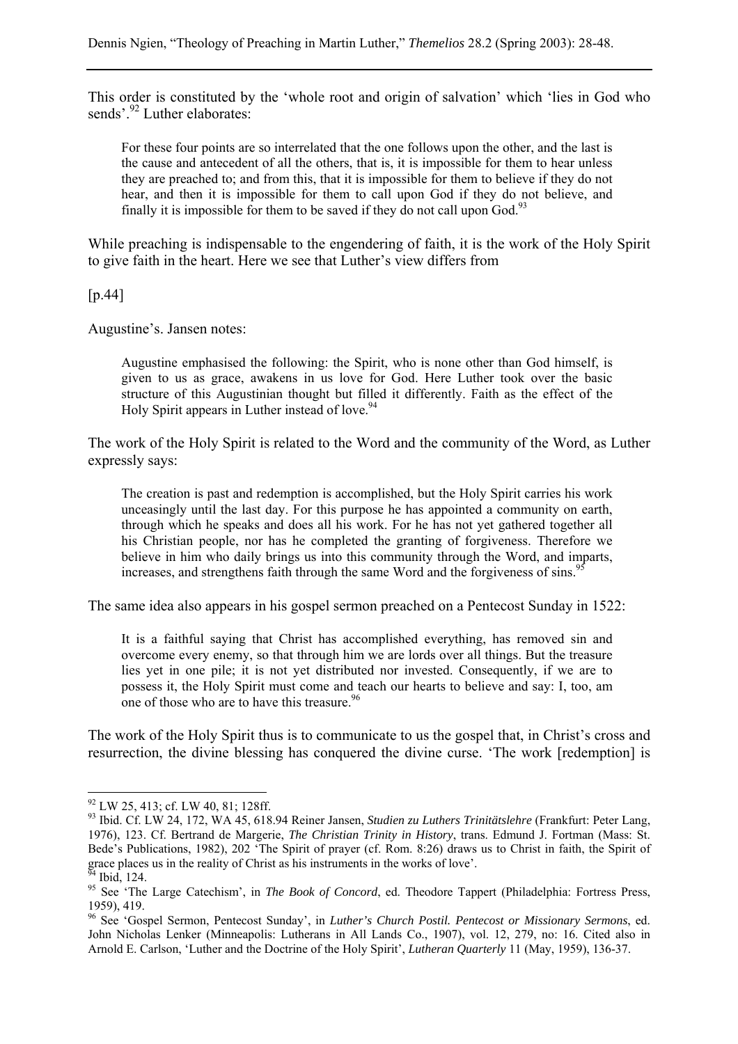This order is constituted by the 'whole root and origin of salvation' which 'lies in God who sends'.[92] Luther elaborates:

> For these four points are so interrelated that the one follows upon the other, and the last is the cause and antecedent of all the others, that is, it is impossible for them to hear unless they are preached to; and from this, that it is impossible for them to believe if they do not hear, and then it is impossible for them to call upon God if they do not believe, and finally it is impossible for them to be saved if they do not call upon God.[93]

While preaching is indispensable to the engendering of faith, it is the work of the Holy Spirit to give faith in the heart. Here we see that Luther's view differs from

[p.44]

Augustine's. Jansen notes:

> Augustine emphasised the following: the Spirit, who is none other than God himself, is given to us as grace, awakens in us love for God. Here Luther took over the basic structure of this Augustinian thought but filled it differently. Faith as the effect of the Holy Spirit appears in Luther instead of love.[94]

The work of the Holy Spirit is related to the Word and the community of the Word, as Luther expressly says:

> The creation is past and redemption is accomplished, but the Holy Spirit carries his work unceasingly until the last day. For this purpose he has appointed a community on earth, through which he speaks and does all his work. For he has not yet gathered together all his Christian people, nor has he completed the granting of forgiveness. Therefore we believe in him who daily brings us into this community through the Word, and imparts, increases, and strengthens faith through the same Word and the forgiveness of sins.[95]

The same idea also appears in his gospel sermon preached on a Pentecost Sunday in 1522:

> It is a faithful saying that Christ has accomplished everything, has removed sin and overcome every enemy, so that through him we are lords over all things. But the treasure lies yet in one pile; it is not yet distributed nor invested. Consequently, if we are to possess it, the Holy Spirit must come and teach our hearts to believe and say: I, too, am one of those who are to have this treasure.[96]

The work of the Holy Spirit thus is to communicate to us the gospel that, in Christ's cross and resurrection, the divine blessing has conquered the divine curse. 'The work [redemption] is

---

[92] LW 25, 413; cf. LW 40, 81; 128ff.

[93] Ibid. Cf. LW 24, 172, WA 45, 618.94 Reiner Jansen, *Studien zu Luthers Trinitätslehre* (Frankfurt: Peter Lang, 1976), 123. Cf. Bertrand de Margerie, *The Christian Trinity in History*, trans. Edmund J. Fortman (Mass: St. Bede's Publications, 1982), 202 'The Spirit of prayer (cf. Rom. 8:26) draws us to Christ in faith, the Spirit of grace places us in the reality of Christ as his instruments in the works of love'.

[94] Ibid, 124.

[95] See 'The Large Catechism', in *The Book of Concord*, ed. Theodore Tappert (Philadelphia: Fortress Press, 1959), 419.

[96] See 'Gospel Sermon, Pentecost Sunday', in *Luther's Church Postil. Pentecost or Missionary Sermons*, ed. John Nicholas Lenker (Minneapolis: Lutherans in All Lands Co., 1907), vol. 12, 279, no: 16. Cited also in Arnold E. Carlson, 'Luther and the Doctrine of the Holy Spirit', *Lutheran Quarterly* 11 (May, 1959), 136-37.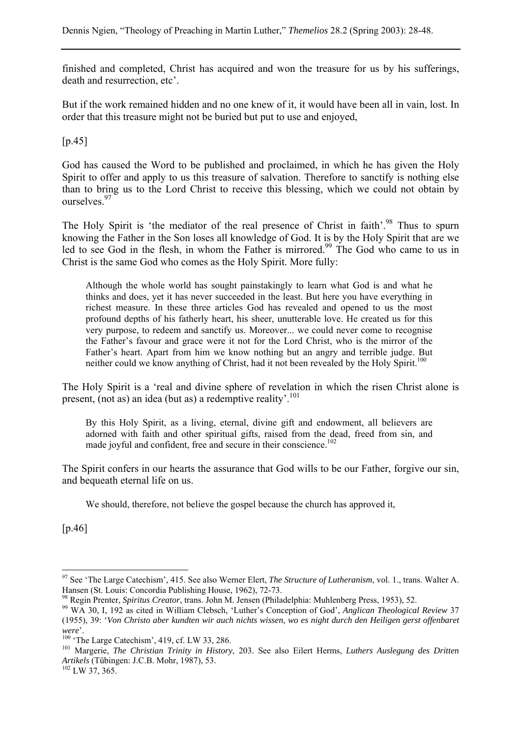finished and completed, Christ has acquired and won the treasure for us by his sufferings, death and resurrection, etc'.

But if the work remained hidden and no one knew of it, it would have been all in vain, lost. In order that this treasure might not be buried but put to use and enjoyed,

[p.45]

God has caused the Word to be published and proclaimed, in which he has given the Holy Spirit to offer and apply to us this treasure of salvation. Therefore to sanctify is nothing else than to bring us to the Lord Christ to receive this blessing, which we could not obtain by ourselves.[97]

The Holy Spirit is 'the mediator of the real presence of Christ in faith'.[98] Thus to spurn knowing the Father in the Son loses all knowledge of God. It is by the Holy Spirit that are we led to see God in the flesh, in whom the Father is mirrored.[99] The God who came to us in Christ is the same God who comes as the Holy Spirit. More fully:

> Although the whole world has sought painstakingly to learn what God is and what he thinks and does, yet it has never succeeded in the least. But here you have everything in richest measure. In these three articles God has revealed and opened to us the most profound depths of his fatherly heart, his sheer, unutterable love. He created us for this very purpose, to redeem and sanctify us. Moreover... we could never come to recognise the Father's favour and grace were it not for the Lord Christ, who is the mirror of the Father's heart. Apart from him we know nothing but an angry and terrible judge. But neither could we know anything of Christ, had it not been revealed by the Holy Spirit.[100]

The Holy Spirit is a 'real and divine sphere of revelation in which the risen Christ alone is present, (not as) an idea (but as) a redemptive reality'.[101]

> By this Holy Spirit, as a living, eternal, divine gift and endowment, all believers are adorned with faith and other spiritual gifts, raised from the dead, freed from sin, and made joyful and confident, free and secure in their conscience.[102]

The Spirit confers in our hearts the assurance that God wills to be our Father, forgive our sin, and bequeath eternal life on us.

> We should, therefore, not believe the gospel because the church has approved it,

[p.46]

---

[97] See 'The Large Catechism', 415. See also Werner Elert, *The Structure of Lutheranism*, vol. 1., trans. Walter A. Hansen (St. Louis: Concordia Publishing House, 1962), 72-73.

[98] Regin Prenter, *Spiritus Creator*, trans. John M. Jensen (Philadelphia: Muhlenberg Press, 1953), 52.

[99] WA 30, I, 192 as cited in William Clebsch, 'Luther's Conception of God', *Anglican Theological Review* 37 (1955), 39: '*Von Christo aber kundten wir auch nichts wissen, wo es night durch den Heiligen gerst offenbaret were*'.

[100] 'The Large Catechism', 419, cf. LW 33, 286.

[101] Margerie, *The Christian Trinity in History*, 203. See also Eilert Herms, *Luthers Auslegung des Dritten Artikels* (Tübingen: J.C.B. Mohr, 1987), 53.

[102] LW 37, 365.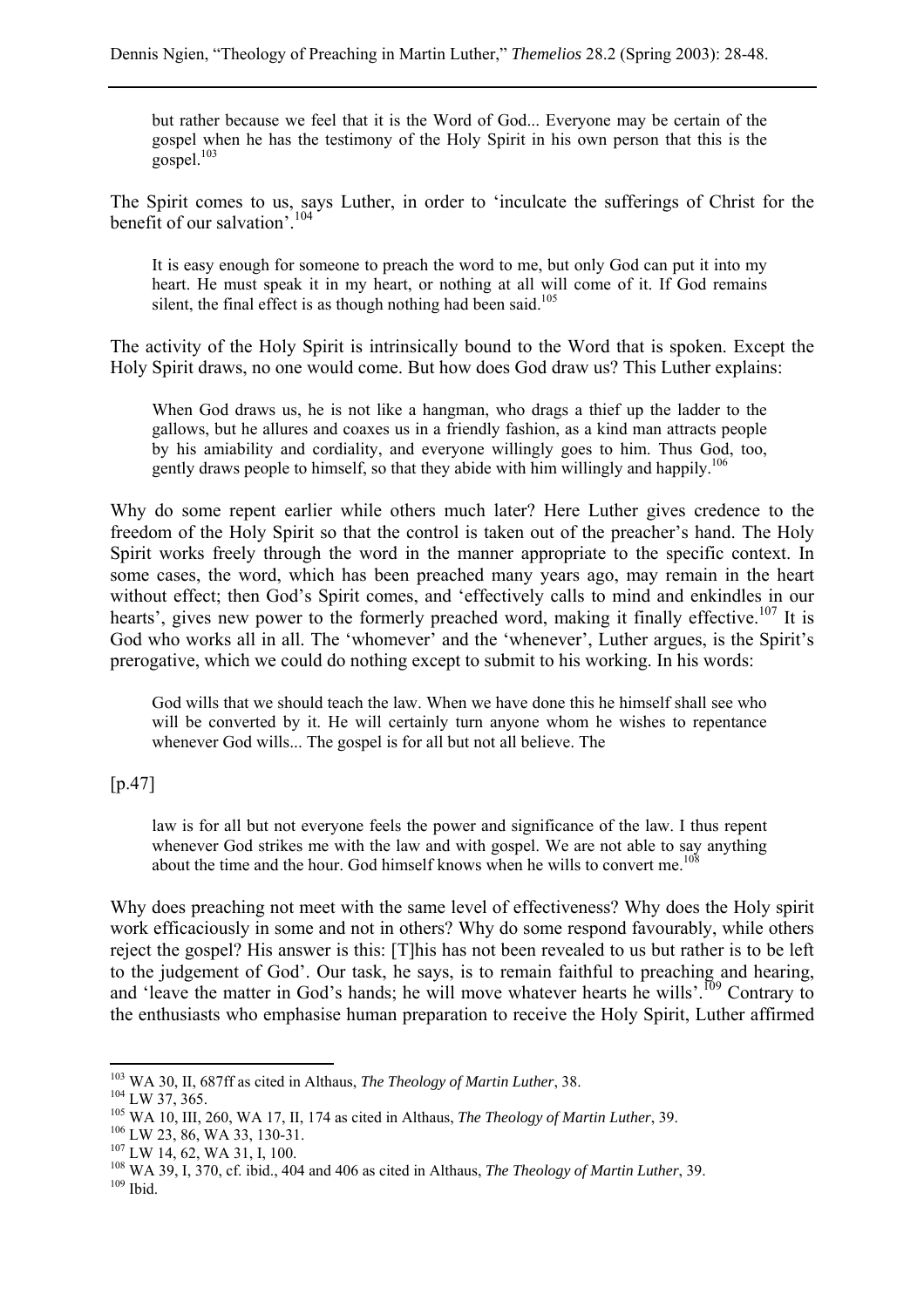> but rather because we feel that it is the Word of God... Everyone may be certain of the gospel when he has the testimony of the Holy Spirit in his own person that this is the gospel.[103]

The Spirit comes to us, says Luther, in order to 'inculcate the sufferings of Christ for the benefit of our salvation'.[104]

> It is easy enough for someone to preach the word to me, but only God can put it into my heart. He must speak it in my heart, or nothing at all will come of it. If God remains silent, the final effect is as though nothing had been said.[105]

The activity of the Holy Spirit is intrinsically bound to the Word that is spoken. Except the Holy Spirit draws, no one would come. But how does God draw us? This Luther explains:

> When God draws us, he is not like a hangman, who drags a thief up the ladder to the gallows, but he allures and coaxes us in a friendly fashion, as a kind man attracts people by his amiability and cordiality, and everyone willingly goes to him. Thus God, too, gently draws people to himself, so that they abide with him willingly and happily.[106]

Why do some repent earlier while others much later? Here Luther gives credence to the freedom of the Holy Spirit so that the control is taken out of the preacher's hand. The Holy Spirit works freely through the word in the manner appropriate to the specific context. In some cases, the word, which has been preached many years ago, may remain in the heart without effect; then God's Spirit comes, and 'effectively calls to mind and enkindles in our hearts', gives new power to the formerly preached word, making it finally effective.[107] It is God who works all in all. The 'whomever' and the 'whenever', Luther argues, is the Spirit's prerogative, which we could do nothing except to submit to his working. In his words:

> God wills that we should teach the law. When we have done this he himself shall see who will be converted by it. He will certainly turn anyone whom he wishes to repentance whenever God wills... The gospel is for all but not all believe. The

[p.47]

> law is for all but not everyone feels the power and significance of the law. I thus repent whenever God strikes me with the law and with gospel. We are not able to say anything about the time and the hour. God himself knows when he wills to convert me.[108]

Why does preaching not meet with the same level of effectiveness? Why does the Holy spirit work efficaciously in some and not in others? Why do some respond favourably, while others reject the gospel? His answer is this: [T]his has not been revealed to us but rather is to be left to the judgement of God'. Our task, he says, is to remain faithful to preaching and hearing, and 'leave the matter in God's hands; he will move whatever hearts he wills'.[109] Contrary to the enthusiasts who emphasise human preparation to receive the Holy Spirit, Luther affirmed

---

[103] WA 30, II, 687ff as cited in Althaus, *The Theology of Martin Luther*, 38.

[104] LW 37, 365.

[105] WA 10, III, 260, WA 17, II, 174 as cited in Althaus, *The Theology of Martin Luther*, 39.

[106] LW 23, 86, WA 33, 130-31.

[107] LW 14, 62, WA 31, I, 100.

[108] WA 39, I, 370, cf. ibid., 404 and 406 as cited in Althaus, *The Theology of Martin Luther*, 39.

[109] Ibid.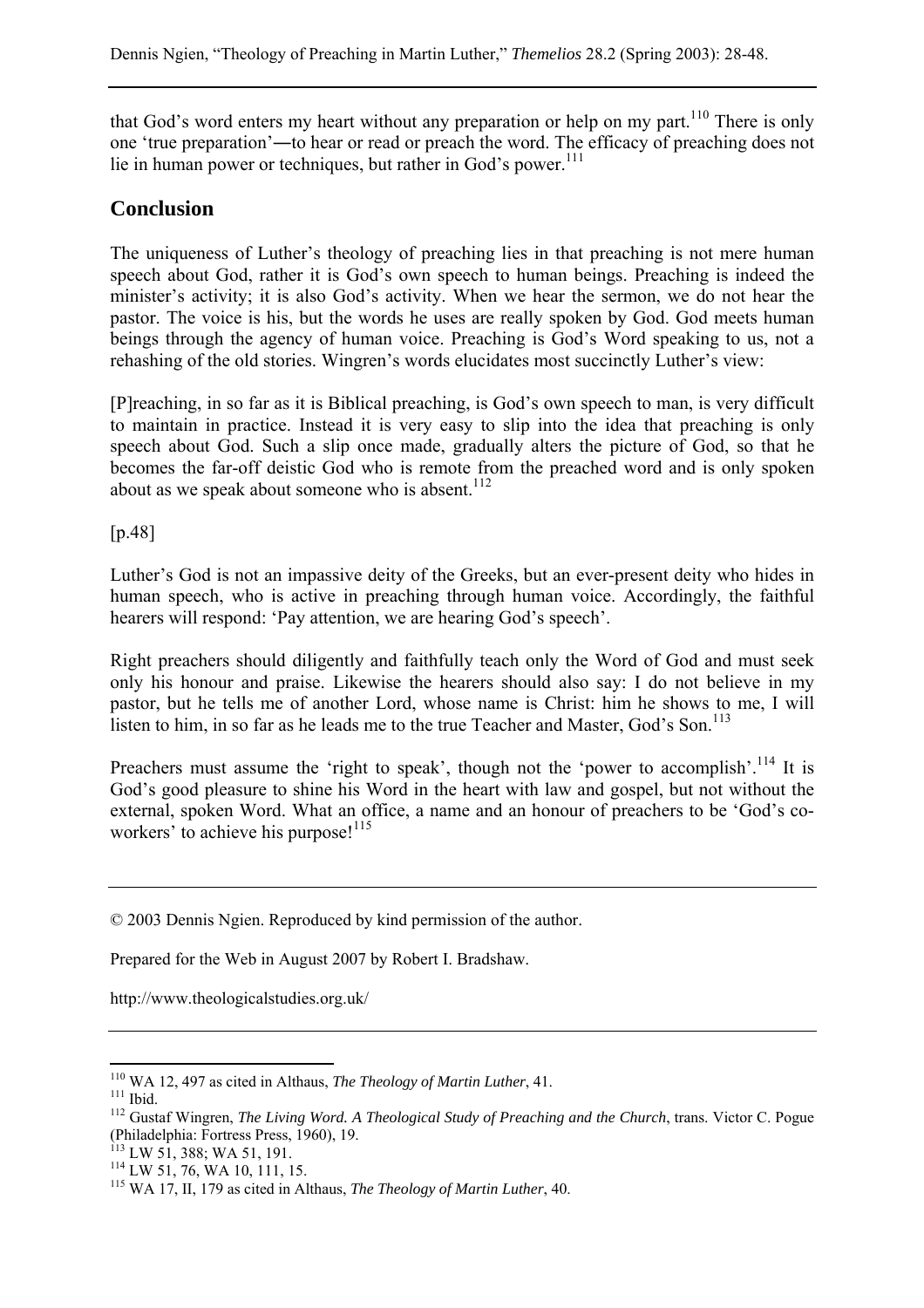that God's word enters my heart without any preparation or help on my part.[110] There is only one 'true preparation'―to hear or read or preach the word. The efficacy of preaching does not lie in human power or techniques, but rather in God's power.[111]

## Conclusion

The uniqueness of Luther's theology of preaching lies in that preaching is not mere human speech about God, rather it is God's own speech to human beings. Preaching is indeed the minister's activity; it is also God's activity. When we hear the sermon, we do not hear the pastor. The voice is his, but the words he uses are really spoken by God. God meets human beings through the agency of human voice. Preaching is God's Word speaking to us, not a rehashing of the old stories. Wingren's words elucidates most succinctly Luther's view:

[P]reaching, in so far as it is Biblical preaching, is God's own speech to man, is very difficult to maintain in practice. Instead it is very easy to slip into the idea that preaching is only speech about God. Such a slip once made, gradually alters the picture of God, so that he becomes the far-off deistic God who is remote from the preached word and is only spoken about as we speak about someone who is absent.[112]

[p.48]

Luther's God is not an impassive deity of the Greeks, but an ever-present deity who hides in human speech, who is active in preaching through human voice. Accordingly, the faithful hearers will respond: 'Pay attention, we are hearing God's speech'.

Right preachers should diligently and faithfully teach only the Word of God and must seek only his honour and praise. Likewise the hearers should also say: I do not believe in my pastor, but he tells me of another Lord, whose name is Christ: him he shows to me, I will listen to him, in so far as he leads me to the true Teacher and Master, God's Son.[113]

Preachers must assume the 'right to speak', though not the 'power to accomplish'.[114] It is God's good pleasure to shine his Word in the heart with law and gospel, but not without the external, spoken Word. What an office, a name and an honour of preachers to be 'God's co-workers' to achieve his purpose![115]

---

© 2003 Dennis Ngien. Reproduced by kind permission of the author.

Prepared for the Web in August 2007 by Robert I. Bradshaw.

http://www.theologicalstudies.org.uk/

---

[110] WA 12, 497 as cited in Althaus, *The Theology of Martin Luther*, 41.

[111] Ibid.

[112] Gustaf Wingren, *The Living Word. A Theological Study of Preaching and the Church*, trans. Victor C. Pogue (Philadelphia: Fortress Press, 1960), 19.

[113] LW 51, 388; WA 51, 191.

[114] LW 51, 76, WA 10, 111, 15.

[115] WA 17, II, 179 as cited in Althaus, *The Theology of Martin Luther*, 40.